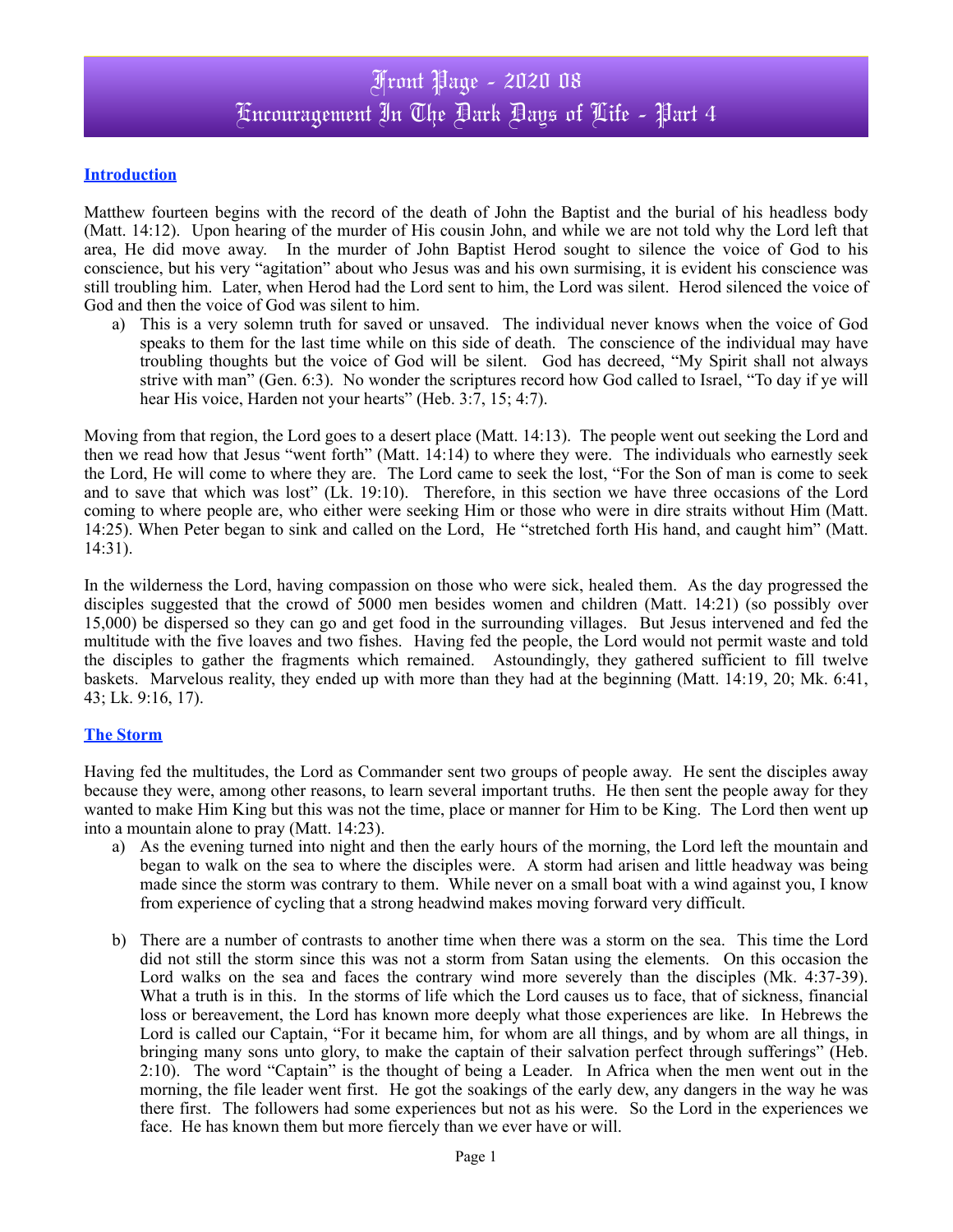# Front Page - 2020 08
# Encouragement In The Dark Days of Life - Part 4

## Introduction

Matthew fourteen begins with the record of the death of John the Baptist and the burial of his headless body (Matt. 14:12). Upon hearing of the murder of His cousin John, and while we are not told why the Lord left that area, He did move away. In the murder of John Baptist Herod sought to silence the voice of God to his conscience, but his very "agitation" about who Jesus was and his own surmising, it is evident his conscience was still troubling him. Later, when Herod had the Lord sent to him, the Lord was silent. Herod silenced the voice of God and then the voice of God was silent to him.

a) This is a very solemn truth for saved or unsaved. The individual never knows when the voice of God speaks to them for the last time while on this side of death. The conscience of the individual may have troubling thoughts but the voice of God will be silent. God has decreed, "My Spirit shall not always strive with man" (Gen. 6:3). No wonder the scriptures record how God called to Israel, "To day if ye will hear His voice, Harden not your hearts" (Heb. 3:7, 15; 4:7).

Moving from that region, the Lord goes to a desert place (Matt. 14:13). The people went out seeking the Lord and then we read how that Jesus "went forth" (Matt. 14:14) to where they were. The individuals who earnestly seek the Lord, He will come to where they are. The Lord came to seek the lost, "For the Son of man is come to seek and to save that which was lost" (Lk. 19:10). Therefore, in this section we have three occasions of the Lord coming to where people are, who either were seeking Him or those who were in dire straits without Him (Matt. 14:25). When Peter began to sink and called on the Lord, He "stretched forth His hand, and caught him" (Matt. 14:31).

In the wilderness the Lord, having compassion on those who were sick, healed them. As the day progressed the disciples suggested that the crowd of 5000 men besides women and children (Matt. 14:21) (so possibly over 15,000) be dispersed so they can go and get food in the surrounding villages. But Jesus intervened and fed the multitude with the five loaves and two fishes. Having fed the people, the Lord would not permit waste and told the disciples to gather the fragments which remained. Astoundingly, they gathered sufficient to fill twelve baskets. Marvelous reality, they ended up with more than they had at the beginning (Matt. 14:19, 20; Mk. 6:41, 43; Lk. 9:16, 17).

## The Storm

Having fed the multitudes, the Lord as Commander sent two groups of people away. He sent the disciples away because they were, among other reasons, to learn several important truths. He then sent the people away for they wanted to make Him King but this was not the time, place or manner for Him to be King. The Lord then went up into a mountain alone to pray (Matt. 14:23).

a) As the evening turned into night and then the early hours of the morning, the Lord left the mountain and began to walk on the sea to where the disciples were. A storm had arisen and little headway was being made since the storm was contrary to them. While never on a small boat with a wind against you, I know from experience of cycling that a strong headwind makes moving forward very difficult.

b) There are a number of contrasts to another time when there was a storm on the sea. This time the Lord did not still the storm since this was not a storm from Satan using the elements. On this occasion the Lord walks on the sea and faces the contrary wind more severely than the disciples (Mk. 4:37-39). What a truth is in this. In the storms of life which the Lord causes us to face, that of sickness, financial loss or bereavement, the Lord has known more deeply what those experiences are like. In Hebrews the Lord is called our Captain, "For it became him, for whom are all things, and by whom are all things, in bringing many sons unto glory, to make the captain of their salvation perfect through sufferings" (Heb. 2:10). The word "Captain" is the thought of being a Leader. In Africa when the men went out in the morning, the file leader went first. He got the soakings of the early dew, any dangers in the way he was there first. The followers had some experiences but not as his were. So the Lord in the experiences we face. He has known them but more fiercely than we ever have or will.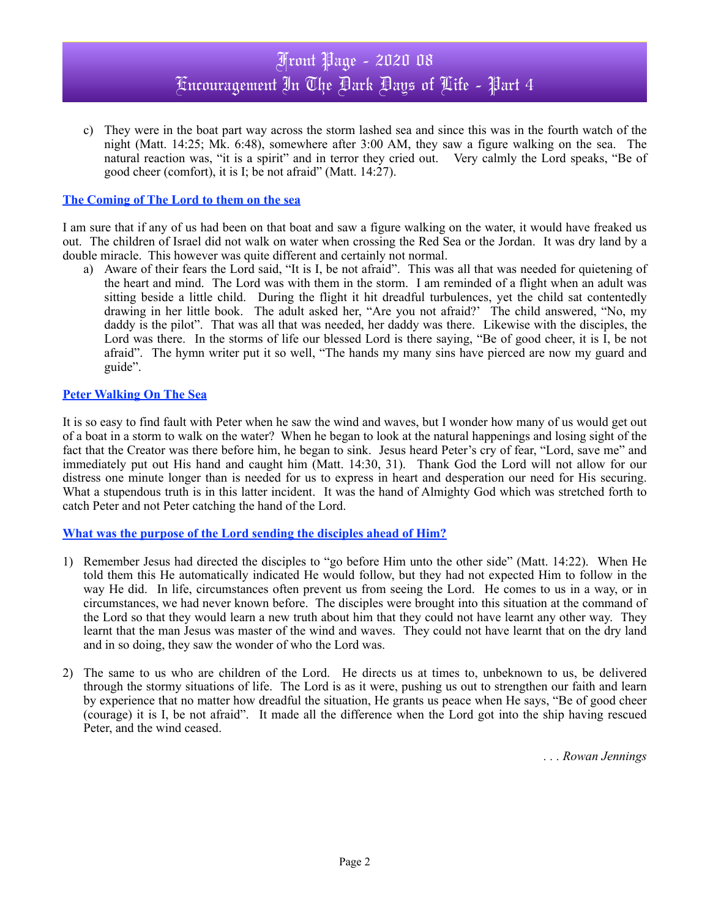c) They were in the boat part way across the storm lashed sea and since this was in the fourth watch of the night (Matt. 14:25; Mk. 6:48), somewhere after 3:00 AM, they saw a figure walking on the sea. The natural reaction was, "it is a spirit" and in terror they cried out. Very calmly the Lord speaks, "Be of good cheer (comfort), it is I; be not afraid" (Matt. 14:27).

**The Coming of The Lord to them on the sea**

I am sure that if any of us had been on that boat and saw a figure walking on the water, it would have freaked us out. The children of Israel did not walk on water when crossing the Red Sea or the Jordan. It was dry land by a double miracle. This however was quite different and certainly not normal.

a) Aware of their fears the Lord said, "It is I, be not afraid". This was all that was needed for quietening of the heart and mind. The Lord was with them in the storm. I am reminded of a flight when an adult was sitting beside a little child. During the flight it hit dreadful turbulences, yet the child sat contentedly drawing in her little book. The adult asked her, "Are you not afraid?' The child answered, "No, my daddy is the pilot". That was all that was needed, her daddy was there. Likewise with the disciples, the Lord was there. In the storms of life our blessed Lord is there saying, "Be of good cheer, it is I, be not afraid". The hymn writer put it so well, "The hands my many sins have pierced are now my guard and guide".

**Peter Walking On The Sea**

It is so easy to find fault with Peter when he saw the wind and waves, but I wonder how many of us would get out of a boat in a storm to walk on the water? When he began to look at the natural happenings and losing sight of the fact that the Creator was there before him, he began to sink. Jesus heard Peter's cry of fear, "Lord, save me" and immediately put out His hand and caught him (Matt. 14:30, 31). Thank God the Lord will not allow for our distress one minute longer than is needed for us to express in heart and desperation our need for His securing. What a stupendous truth is in this latter incident. It was the hand of Almighty God which was stretched forth to catch Peter and not Peter catching the hand of the Lord.

**What was the purpose of the Lord sending the disciples ahead of Him?**

1) Remember Jesus had directed the disciples to "go before Him unto the other side" (Matt. 14:22). When He told them this He automatically indicated He would follow, but they had not expected Him to follow in the way He did. In life, circumstances often prevent us from seeing the Lord. He comes to us in a way, or in circumstances, we had never known before. The disciples were brought into this situation at the command of the Lord so that they would learn a new truth about him that they could not have learnt any other way. They learnt that the man Jesus was master of the wind and waves. They could not have learnt that on the dry land and in so doing, they saw the wonder of who the Lord was.

2) The same to us who are children of the Lord. He directs us at times to, unbeknown to us, be delivered through the stormy situations of life. The Lord is as it were, pushing us out to strengthen our faith and learn by experience that no matter how dreadful the situation, He grants us peace when He says, "Be of good cheer (courage) it is I, be not afraid". It made all the difference when the Lord got into the ship having rescued Peter, and the wind ceased.

*. . . Rowan Jennings*